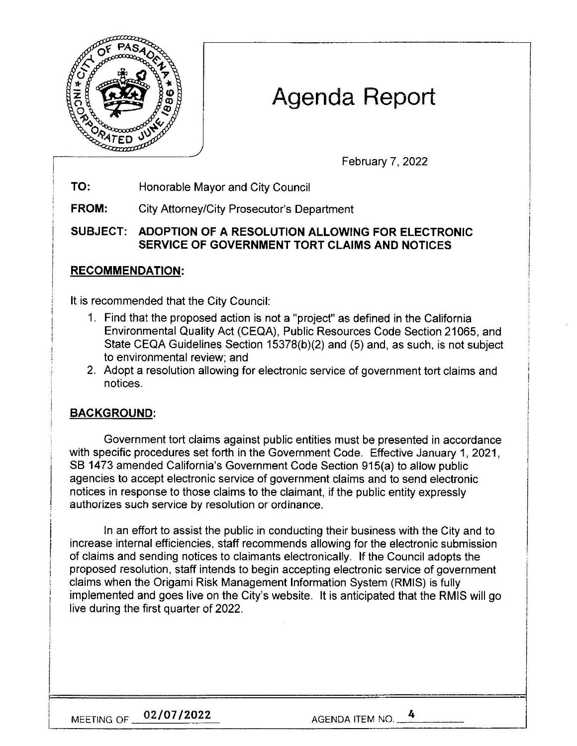# Agenda Report

February 7, 2022

**TO:** Honorable Mayor and City Council

**FROM:** City Attorney/City Prosecutor's Department

**SUBJECT: ADOPTION OF A RESOLUTION ALLOWING FOR ELECTRONIC SERVICE OF GOVERNMENT TORT CLAIMS AND NOTICES**

## RECOMMENDATION:

It is recommended that the City Council:

1. Find that the proposed action is not a "project" as defined in the California Environmental Quality Act (CEQA), Public Resources Code Section 21065, and State CEQA Guidelines Section 15378(b)(2) and (5) and, as such, is not subject to environmental review; and
2. Adopt a resolution allowing for electronic service of government tort claims and notices.

## BACKGROUND:

Government tort claims against public entities must be presented in accordance with specific procedures set forth in the Government Code. Effective January 1, 2021, SB 1473 amended California's Government Code Section 915(a) to allow public agencies to accept electronic service of government claims and to send electronic notices in response to those claims to the claimant, if the public entity expressly authorizes such service by resolution or ordinance.

In an effort to assist the public in conducting their business with the City and to increase internal efficiencies, staff recommends allowing for the electronic submission of claims and sending notices to claimants electronically. If the Council adopts the proposed resolution, staff intends to begin accepting electronic service of government claims when the Origami Risk Management Information System (RMIS) is fully implemented and goes live on the City's website. It is anticipated that the RMIS will go live during the first quarter of 2022.

MEETING OF 02/07/2022 AGENDA ITEM NO. 4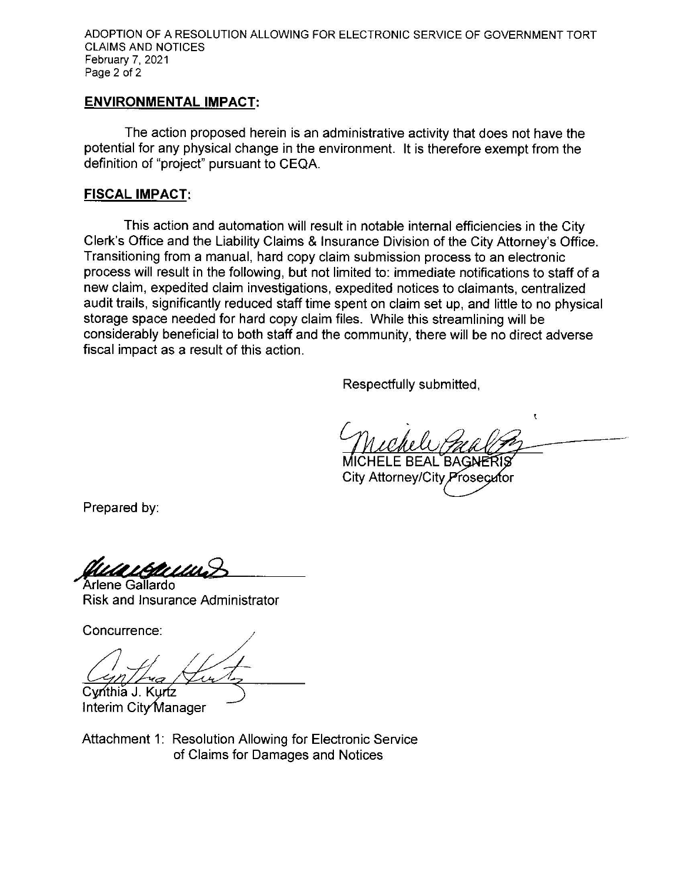## ENVIRONMENTAL IMPACT:

The action proposed herein is an administrative activity that does not have the potential for any physical change in the environment. It is therefore exempt from the definition of "project" pursuant to CEQA.

## FISCAL IMPACT:

This action and automation will result in notable internal efficiencies in the City Clerk's Office and the Liability Claims & Insurance Division of the City Attorney's Office. Transitioning from a manual, hard copy claim submission process to an electronic process will result in the following, but not limited to: immediate notifications to staff of a new claim, expedited claim investigations, expedited notices to claimants, centralized audit trails, significantly reduced staff time spent on claim set up, and little to no physical storage space needed for hard copy claim files. While this streamlining will be considerably beneficial to both staff and the community, there will be no direct adverse fiscal impact as a result of this action.

Respectfully submitted,

MICHELE BEAL BAGNERIS
City Attorney/City Prosecutor

Prepared by:

Arlene Gallardo
Risk and Insurance Administrator

Concurrence:

Cynthia J. Kurtz
Interim City Manager

Attachment 1: Resolution Allowing for Electronic Service of Claims for Damages and Notices